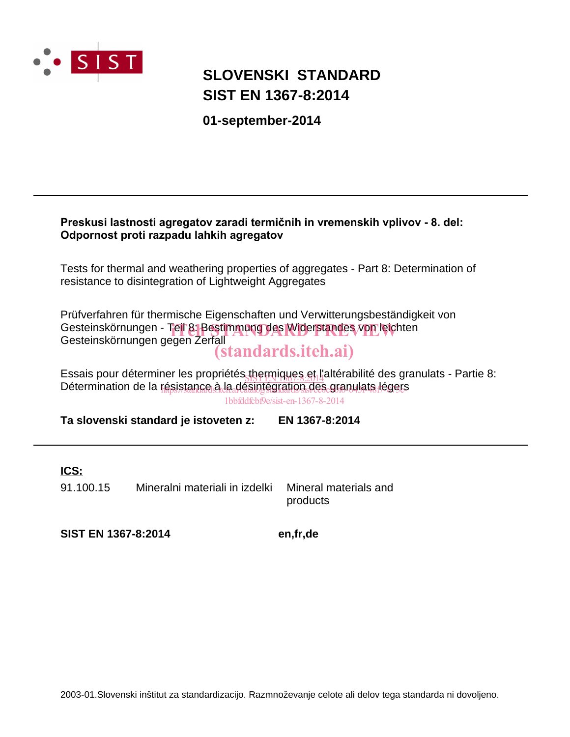# SLOVENSKI STANDARD
# SIST EN 1367-8:2014

**01-september-2014**

---

**Preskusi lastnosti agregatov zaradi termičnih in vremenskih vplivov - 8. del: Odpornost proti razpadu lahkih agregatov**

Tests for thermal and weathering properties of aggregates - Part 8: Determination of resistance to disintegration of Lightweight Aggregates

Prüfverfahren für thermische Eigenschaften und Verwitterungsbeständigkeit von Gesteinskörnungen - Teil 8: Bestimmung des Widerstandes von leichten Gesteinskörnungen gegen Zerfall

Essais pour déterminer les propriétés thermiques et l'altérabilité des granulats - Partie 8: Détermination de la résistance à la désintégration des granulats légers

**Ta slovenski standard je istoveten z:** **EN 1367-8:2014**

---

**ICS:**

| | | |
|---|---|---|
| 91.100.15 | Mineralni materiali in izdelki | Mineral materials and products |

**SIST EN 1367-8:2014** **en,fr,de**

2003-01.Slovenski inštitut za standardizacijo. Razmnoževanje celote ali delov tega standarda ni dovoljeno.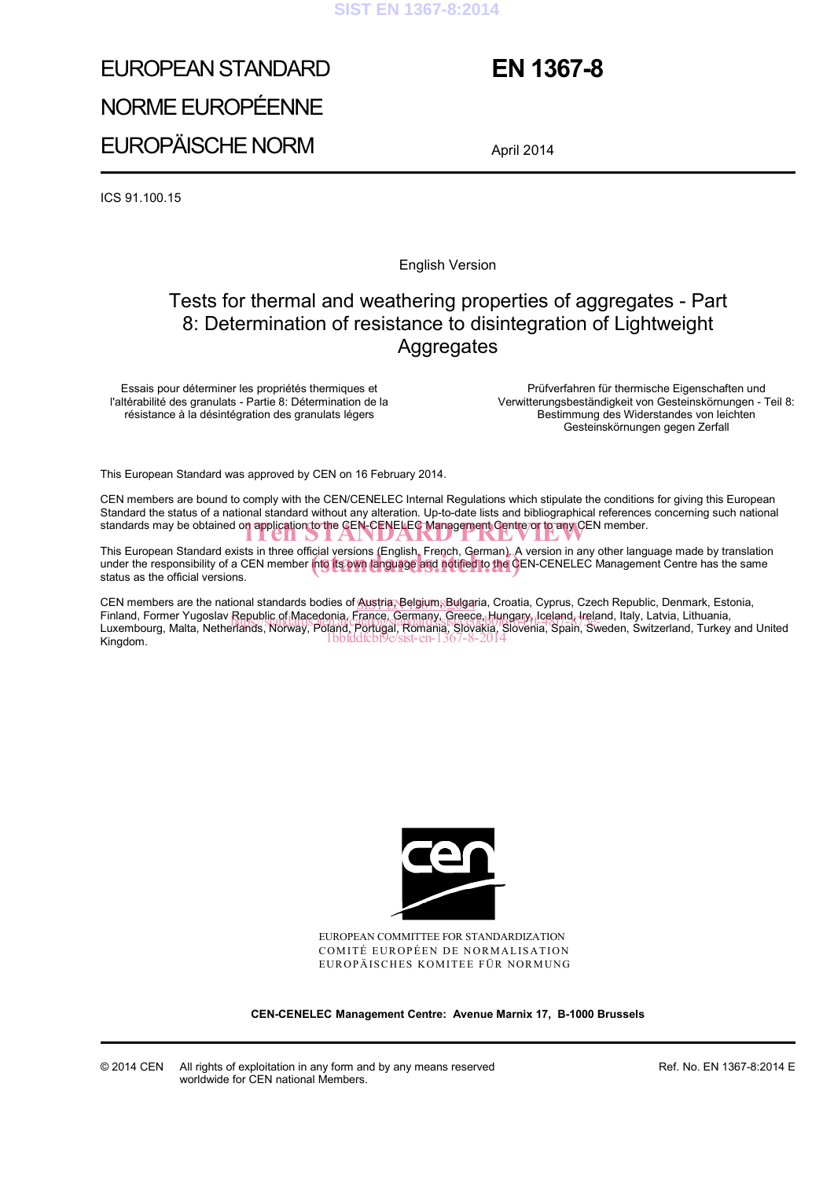# EUROPEAN STANDARD
# NORME EUROPÉENNE
# EUROPÄISCHE NORM

# EN 1367-8

April 2014

ICS 91.100.15

English Version

## Tests for thermal and weathering properties of aggregates - Part 8: Determination of resistance to disintegration of Lightweight Aggregates

Essais pour déterminer les propriétés thermiques et l'altérabilité des granulats - Partie 8: Détermination de la résistance à la désintégration des granulats légers

Prüfverfahren für thermische Eigenschaften und Verwitterungsbeständigkeit von Gesteinskörnungen - Teil 8: Bestimmung des Widerstandes von leichten Gesteinskörnungen gegen Zerfall

This European Standard was approved by CEN on 16 February 2014.

CEN members are bound to comply with the CEN/CENELEC Internal Regulations which stipulate the conditions for giving this European Standard the status of a national standard without any alteration. Up-to-date lists and bibliographical references concerning such national standards may be obtained on application to the CEN-CENELEC Management Centre or to any CEN member.

This European Standard exists in three official versions (English, French, German). A version in any other language made by translation under the responsibility of a CEN member into its own language and notified to the CEN-CENELEC Management Centre has the same status as the official versions.

CEN members are the national standards bodies of Austria, Belgium, Bulgaria, Croatia, Cyprus, Czech Republic, Denmark, Estonia, Finland, Former Yugoslav Republic of Macedonia, France, Germany, Greece, Hungary, Iceland, Ireland, Italy, Latvia, Lithuania, Luxembourg, Malta, Netherlands, Norway, Poland, Portugal, Romania, Slovakia, Slovenia, Spain, Sweden, Switzerland, Turkey and United Kingdom.

EUROPEAN COMMITTEE FOR STANDARDIZATION
COMITÉ EUROPÉEN DE NORMALISATION
EUROPÄISCHES KOMITEE FÜR NORMUNG

**CEN-CENELEC Management Centre: Avenue Marnix 17, B-1000 Brussels**

© 2014 CEN All rights of exploitation in any form and by any means reserved worldwide for CEN national Members.

Ref. No. EN 1367-8:2014 E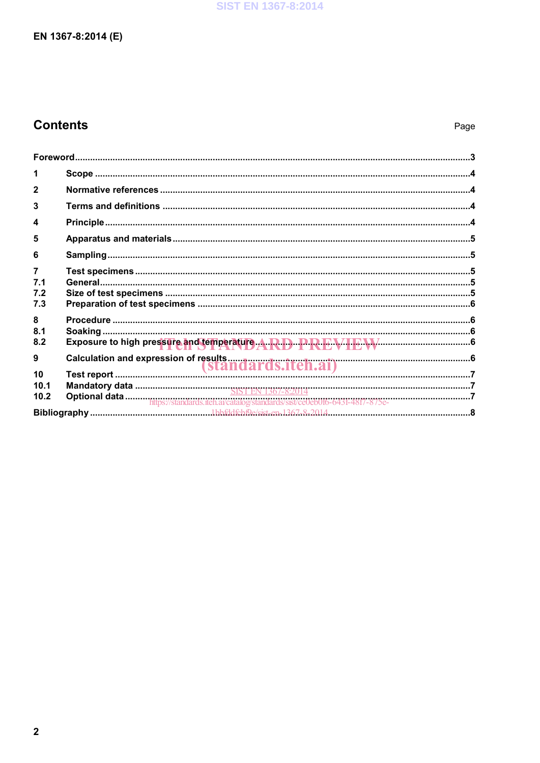# Contents

Page

| | | |
|---|---|---|
| Foreword | | 3 |
| 1 | Scope | 4 |
| 2 | Normative references | 4 |
| 3 | Terms and definitions | 4 |
| 4 | Principle | 4 |
| 5 | Apparatus and materials | 5 |
| 6 | Sampling | 5 |
| 7 | Test specimens | 5 |
| 7.1 | General | 5 |
| 7.2 | Size of test specimens | 5 |
| 7.3 | Preparation of test specimens | 6 |
| 8 | Procedure | 6 |
| 8.1 | Soaking | 6 |
| 8.2 | Exposure to high pressure and temperature | 6 |
| 9 | Calculation and expression of results | 6 |
| 10 | Test report | 7 |
| 10.1 | Mandatory data | 7 |
| 10.2 | Optional data | 7 |
| Bibliography | | 8 |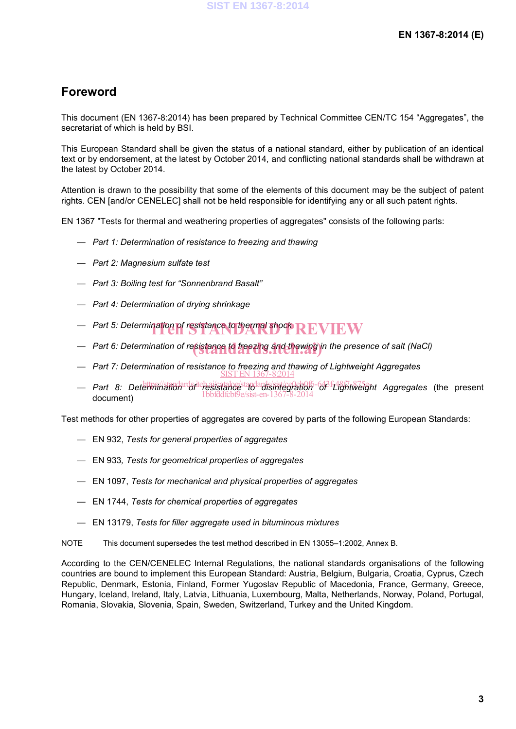# Foreword

This document (EN 1367-8:2014) has been prepared by Technical Committee CEN/TC 154 “Aggregates”, the secretariat of which is held by BSI.

This European Standard shall be given the status of a national standard, either by publication of an identical text or by endorsement, at the latest by October 2014, and conflicting national standards shall be withdrawn at the latest by October 2014.

Attention is drawn to the possibility that some of the elements of this document may be the subject of patent rights. CEN [and/or CENELEC] shall not be held responsible for identifying any or all such patent rights.

EN 1367 "Tests for thermal and weathering properties of aggregates" consists of the following parts:

— *Part 1: Determination of resistance to freezing and thawing*

— *Part 2: Magnesium sulfate test*

— *Part 3: Boiling test for “Sonnenbrand Basalt”*

— *Part 4: Determination of drying shrinkage*

— *Part 5: Determination of resistance to thermal shock*

— *Part 6: Determination of resistance to freezing and thawing in the presence of salt (NaCl)*

— *Part 7: Determination of resistance to freezing and thawing of Lightweight Aggregates*

— *Part 8: Determination of resistance to disintegration of Lightweight Aggregates* (the present document)

Test methods for other properties of aggregates are covered by parts of the following European Standards:

— EN 932, *Tests for general properties of aggregates*

— EN 933, *Tests for geometrical properties of aggregates*

— EN 1097, *Tests for mechanical and physical properties of aggregates*

— EN 1744, *Tests for chemical properties of aggregates*

— EN 13179, *Tests for filler aggregate used in bituminous mixtures*

NOTE This document supersedes the test method described in EN 13055–1:2002, Annex B.

According to the CEN/CENELEC Internal Regulations, the national standards organisations of the following countries are bound to implement this European Standard: Austria, Belgium, Bulgaria, Croatia, Cyprus, Czech Republic, Denmark, Estonia, Finland, Former Yugoslav Republic of Macedonia, France, Germany, Greece, Hungary, Iceland, Ireland, Italy, Latvia, Lithuania, Luxembourg, Malta, Netherlands, Norway, Poland, Portugal, Romania, Slovakia, Slovenia, Spain, Sweden, Switzerland, Turkey and the United Kingdom.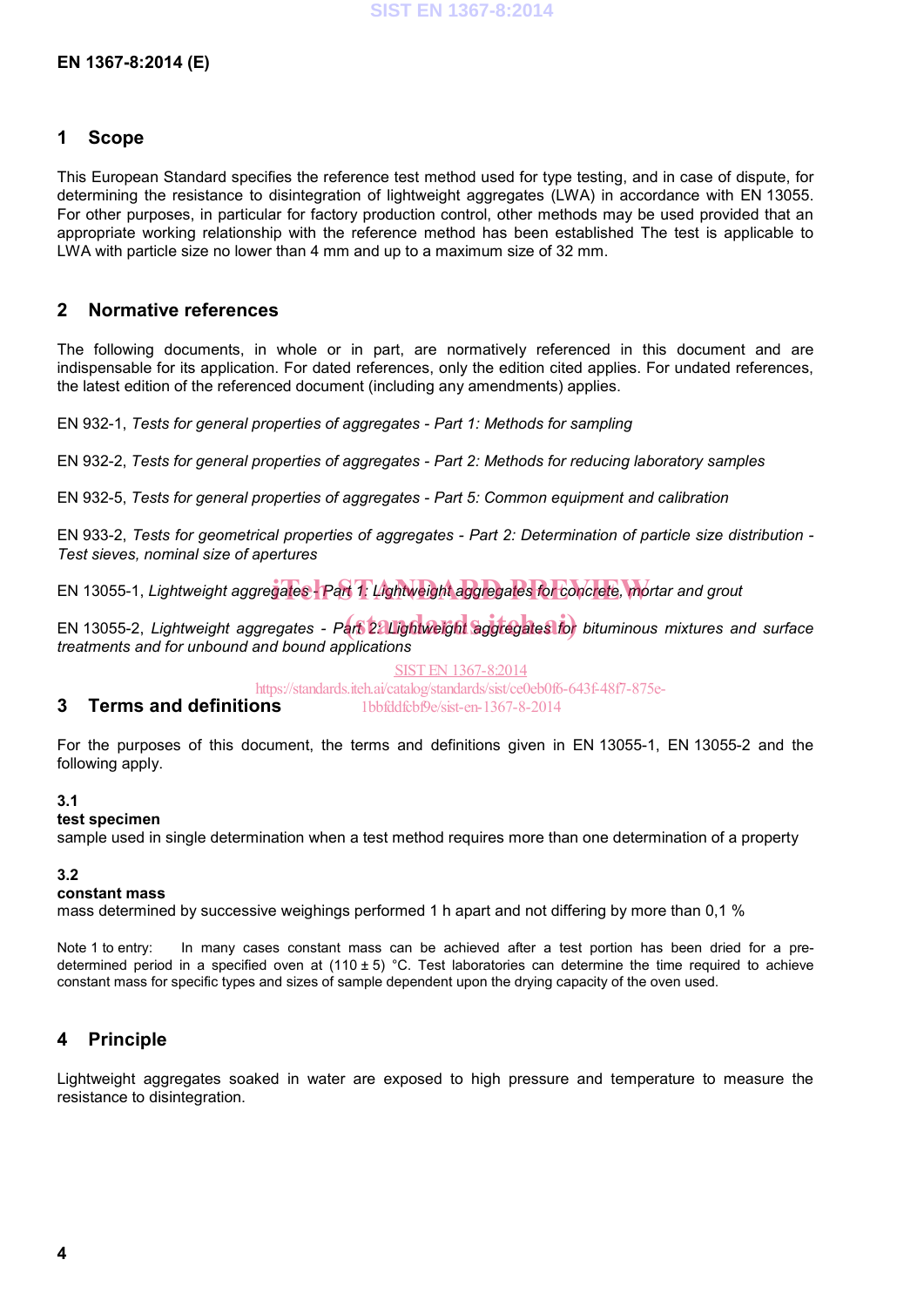## 1 Scope

This European Standard specifies the reference test method used for type testing, and in case of dispute, for determining the resistance to disintegration of lightweight aggregates (LWA) in accordance with EN 13055. For other purposes, in particular for factory production control, other methods may be used provided that an appropriate working relationship with the reference method has been established The test is applicable to LWA with particle size no lower than 4 mm and up to a maximum size of 32 mm.

## 2 Normative references

The following documents, in whole or in part, are normatively referenced in this document and are indispensable for its application. For dated references, only the edition cited applies. For undated references, the latest edition of the referenced document (including any amendments) applies.

EN 932-1, *Tests for general properties of aggregates - Part 1: Methods for sampling*

EN 932-2, *Tests for general properties of aggregates - Part 2: Methods for reducing laboratory samples*

EN 932-5, *Tests for general properties of aggregates - Part 5: Common equipment and calibration*

EN 933-2, *Tests for geometrical properties of aggregates - Part 2: Determination of particle size distribution - Test sieves, nominal size of apertures*

EN 13055-1, *Lightweight aggregates - Part 1: Lightweight aggregates for concrete, mortar and grout*

EN 13055-2, *Lightweight aggregates - Part 2: Lightweight aggregates for bituminous mixtures and surface treatments and for unbound and bound applications*

## 3 Terms and definitions

For the purposes of this document, the terms and definitions given in EN 13055-1, EN 13055-2 and the following apply.

**3.1**
**test specimen**
sample used in single determination when a test method requires more than one determination of a property

**3.2**
**constant mass**
mass determined by successive weighings performed 1 h apart and not differing by more than 0,1 %

Note 1 to entry: In many cases constant mass can be achieved after a test portion has been dried for a pre-determined period in a specified oven at (110 ± 5) °C. Test laboratories can determine the time required to achieve constant mass for specific types and sizes of sample dependent upon the drying capacity of the oven used.

## 4 Principle

Lightweight aggregates soaked in water are exposed to high pressure and temperature to measure the resistance to disintegration.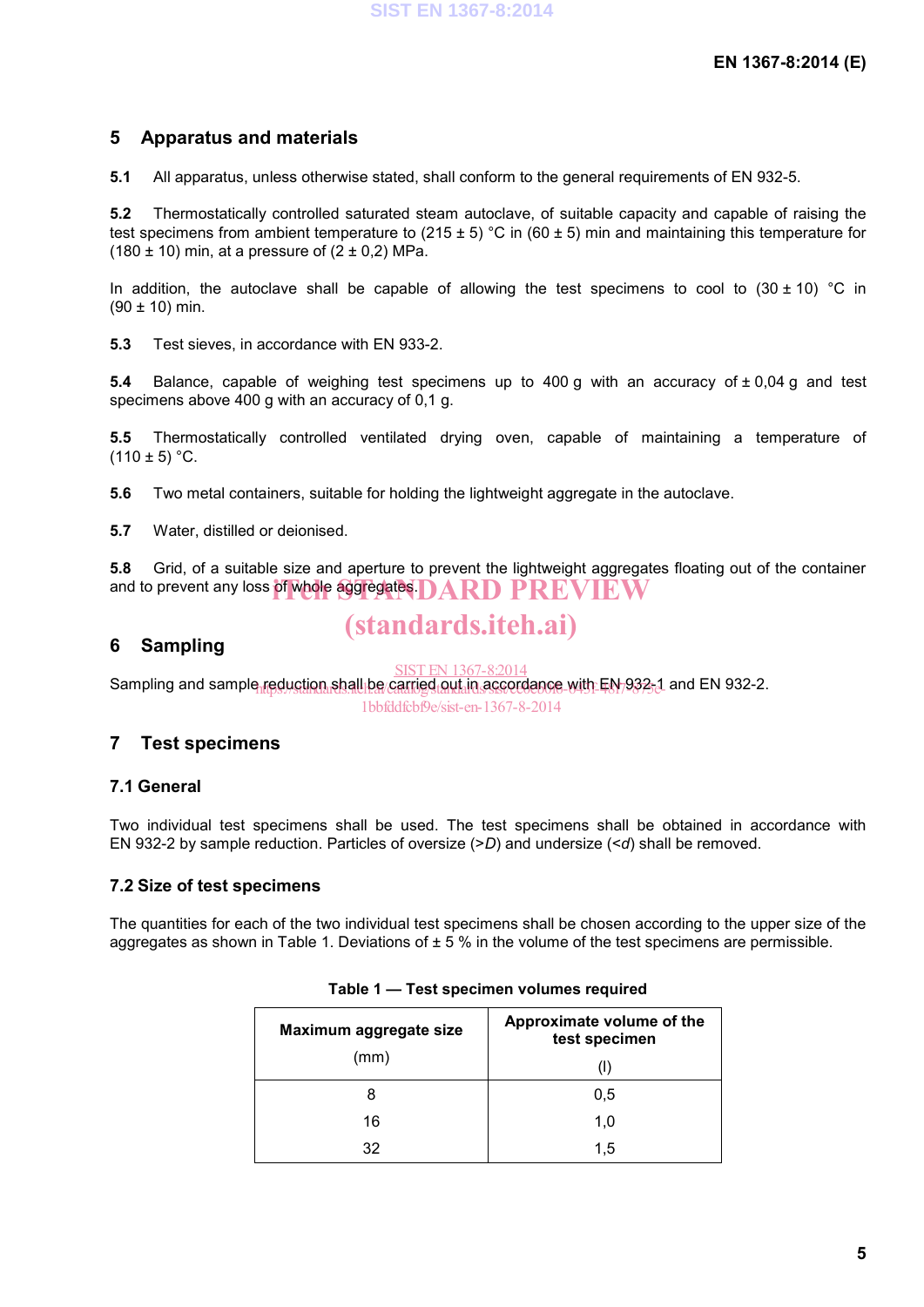## 5 Apparatus and materials

**5.1** All apparatus, unless otherwise stated, shall conform to the general requirements of EN 932-5.

**5.2** Thermostatically controlled saturated steam autoclave, of suitable capacity and capable of raising the test specimens from ambient temperature to (215 ± 5) °C in (60 ± 5) min and maintaining this temperature for (180 ± 10) min, at a pressure of (2 ± 0,2) MPa.

In addition, the autoclave shall be capable of allowing the test specimens to cool to (30 ± 10) °C in (90 ± 10) min.

**5.3** Test sieves, in accordance with EN 933-2.

**5.4** Balance, capable of weighing test specimens up to 400 g with an accuracy of ± 0,04 g and test specimens above 400 g with an accuracy of 0,1 g.

**5.5** Thermostatically controlled ventilated drying oven, capable of maintaining a temperature of (110 ± 5) °C.

**5.6** Two metal containers, suitable for holding the lightweight aggregate in the autoclave.

**5.7** Water, distilled or deionised.

**5.8** Grid, of a suitable size and aperture to prevent the lightweight aggregates floating out of the container and to prevent any loss of whole aggregates.

## 6 Sampling

Sampling and sample reduction shall be carried out in accordance with EN 932-1 and EN 932-2.

## 7 Test specimens

### 7.1 General

Two individual test specimens shall be used. The test specimens shall be obtained in accordance with EN 932-2 by sample reduction. Particles of oversize (>*D*) and undersize (<*d*) shall be removed.

### 7.2 Size of test specimens

The quantities for each of the two individual test specimens shall be chosen according to the upper size of the aggregates as shown in Table 1. Deviations of ± 5 % in the volume of the test specimens are permissible.

**Table 1 — Test specimen volumes required**

| Maximum aggregate size (mm) | Approximate volume of the test specimen (l) |
|---|---|
| 8 | 0,5 |
| 16 | 1,0 |
| 32 | 1,5 |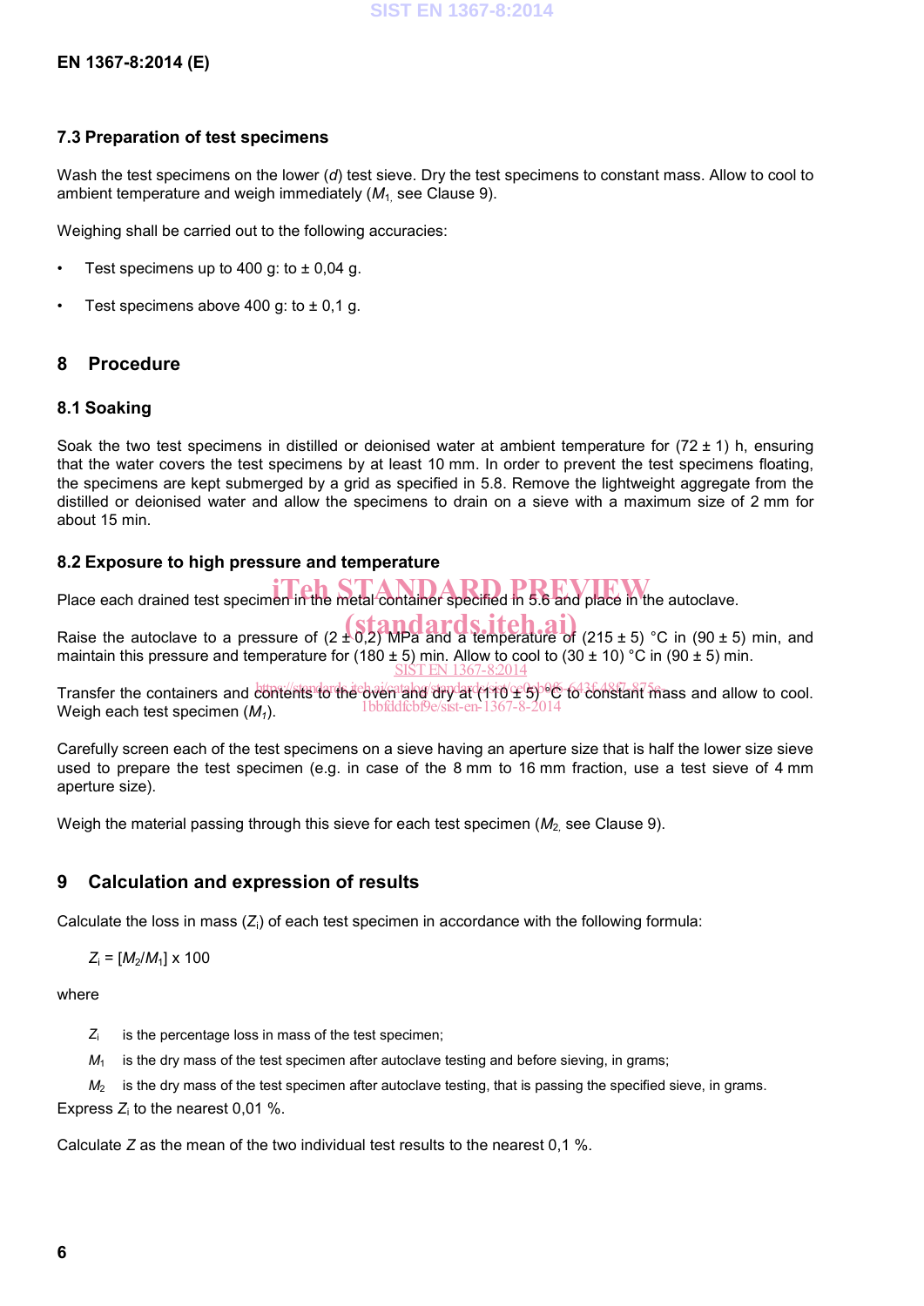### 7.3 Preparation of test specimens

Wash the test specimens on the lower (*d*) test sieve. Dry the test specimens to constant mass. Allow to cool to ambient temperature and weigh immediately ($M_1$, see Clause 9).

Weighing shall be carried out to the following accuracies:

- Test specimens up to 400 g: to ± 0,04 g.
- Test specimens above 400 g: to ± 0,1 g.

## 8 Procedure

### 8.1 Soaking

Soak the two test specimens in distilled or deionised water at ambient temperature for (72 ± 1) h, ensuring that the water covers the test specimens by at least 10 mm. In order to prevent the test specimens floating, the specimens are kept submerged by a grid as specified in 5.8. Remove the lightweight aggregate from the distilled or deionised water and allow the specimens to drain on a sieve with a maximum size of 2 mm for about 15 min.

### 8.2 Exposure to high pressure and temperature

Place each drained test specimen in the metal container specified in 5.6 and place in the autoclave.

Raise the autoclave to a pressure of (2 ± 0,2) MPa and a temperature of (215 ± 5) °C in (90 ± 5) min, and maintain this pressure and temperature for (180 ± 5) min. Allow to cool to (30 ± 10) °C in (90 ± 5) min.

Transfer the containers and contents to the oven and dry at (110 ± 5) °C to constant mass and allow to cool. Weigh each test specimen ($M_1$).

Carefully screen each of the test specimens on a sieve having an aperture size that is half the lower size sieve used to prepare the test specimen (e.g. in case of the 8 mm to 16 mm fraction, use a test sieve of 4 mm aperture size).

Weigh the material passing through this sieve for each test specimen ($M_2$, see Clause 9).

## 9 Calculation and expression of results

Calculate the loss in mass ($Z_i$) of each test specimen in accordance with the following formula:

$$Z_i = [M_2/M_1] \times 100$$

where

$Z_i$ is the percentage loss in mass of the test specimen;

$M_1$ is the dry mass of the test specimen after autoclave testing and before sieving, in grams;

$M_2$ is the dry mass of the test specimen after autoclave testing, that is passing the specified sieve, in grams.

Express $Z_i$ to the nearest 0,01 %.

Calculate $Z$ as the mean of the two individual test results to the nearest 0,1 %.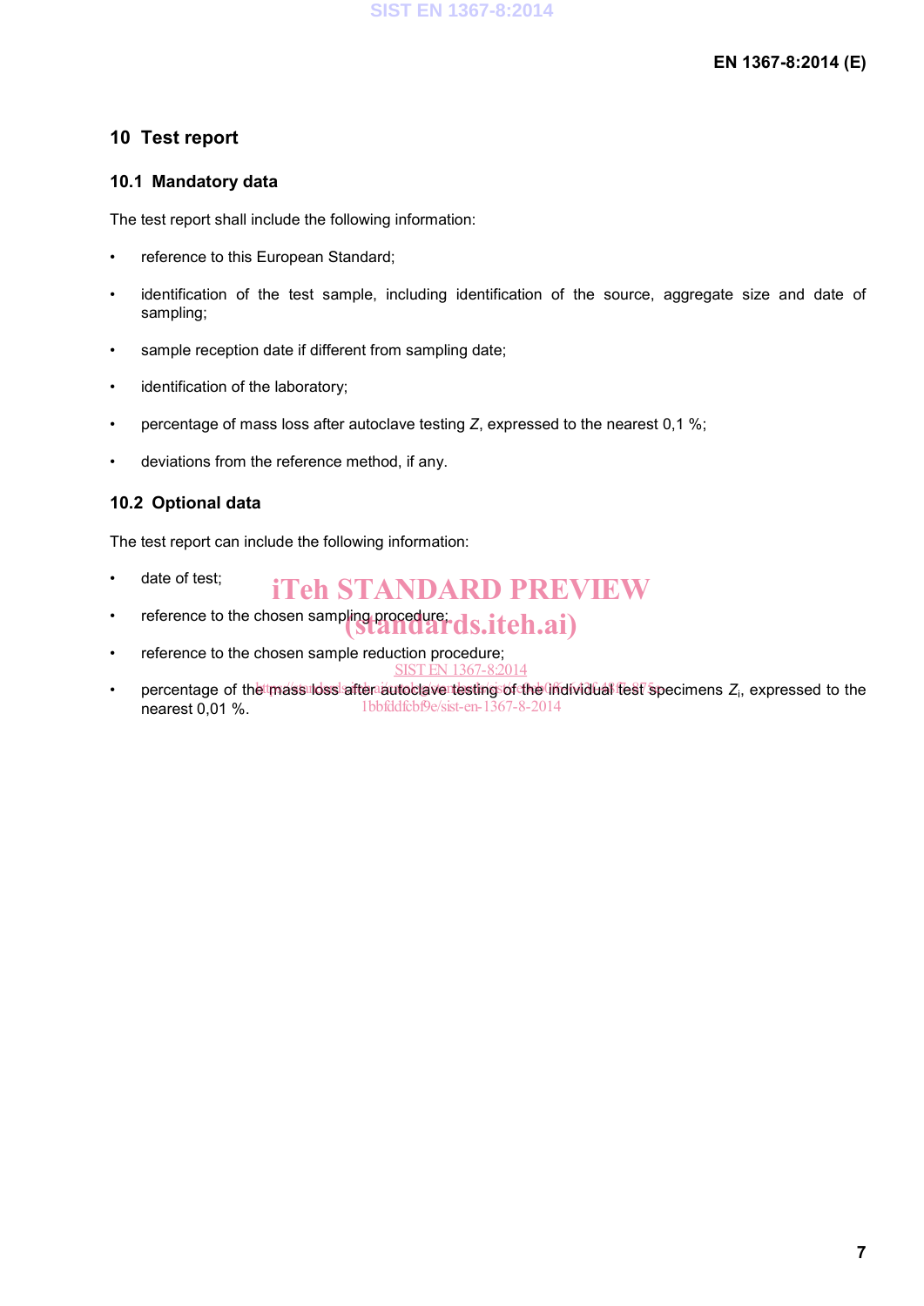## 10 Test report

### 10.1 Mandatory data

The test report shall include the following information:

- reference to this European Standard;
- identification of the test sample, including identification of the source, aggregate size and date of sampling;
- sample reception date if different from sampling date;
- identification of the laboratory;
- percentage of mass loss after autoclave testing $Z$, expressed to the nearest 0,1 %;
- deviations from the reference method, if any.

### 10.2 Optional data

The test report can include the following information:

- date of test;
- reference to the chosen sampling procedure;
- reference to the chosen sample reduction procedure;
- percentage of the mass loss after autoclave testing of the individual test specimens $Z_i$, expressed to the nearest 0,01 %.